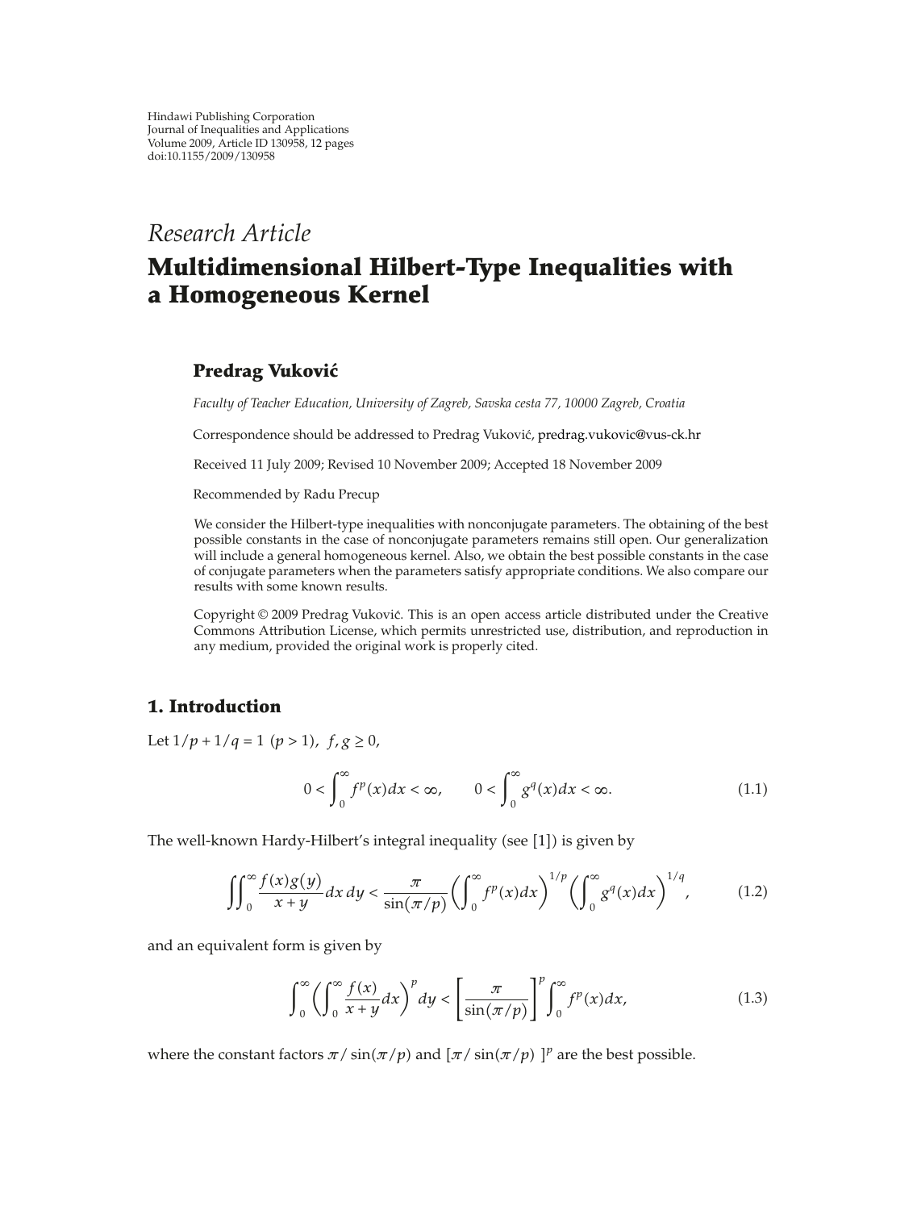Hindawi Publishing Corporation
Journal of Inequalities and Applications
Volume 2009, Article ID 130958, 12 pages
doi:10.1155/2009/130958

*Research Article*

# Multidimensional Hilbert-Type Inequalities with a Homogeneous Kernel

**Predrag Vuković**

*Faculty of Teacher Education, University of Zagreb, Savska cesta 77, 10000 Zagreb, Croatia*

Correspondence should be addressed to Predrag Vuković, predrag.vukovic@vus-ck.hr

Received 11 July 2009; Revised 10 November 2009; Accepted 18 November 2009

Recommended by Radu Precup

We consider the Hilbert-type inequalities with nonconjugate parameters. The obtaining of the best possible constants in the case of nonconjugate parameters remains still open. Our generalization will include a general homogeneous kernel. Also, we obtain the best possible constants in the case of conjugate parameters when the parameters satisfy appropriate conditions. We also compare our results with some known results.

Copyright © 2009 Predrag Vuković. This is an open access article distributed under the Creative Commons Attribution License, which permits unrestricted use, distribution, and reproduction in any medium, provided the original work is properly cited.

## 1. Introduction

Let $1/p + 1/q = 1$ $(p > 1)$, $f, g \geq 0$,

$$0 < \int_0^\infty f^p(x)dx < \infty, \qquad 0 < \int_0^\infty g^q(x)dx < \infty. \tag{1.1}$$

The well-known Hardy-Hilbert's integral inequality (see [1]) is given by

$$\iint_0^\infty \frac{f(x)g(y)}{x+y}dx\,dy < \frac{\pi}{\sin(\pi/p)}\left(\int_0^\infty f^p(x)dx\right)^{1/p}\left(\int_0^\infty g^q(x)dx\right)^{1/q}, \tag{1.2}$$

and an equivalent form is given by

$$\int_0^\infty \left(\int_0^\infty \frac{f(x)}{x+y}dx\right)^p dy < \left[\frac{\pi}{\sin(\pi/p)}\right]^p \int_0^\infty f^p(x)dx, \tag{1.3}$$

where the constant factors $\pi/\sin(\pi/p)$ and $[\pi/\sin(\pi/p)\,]^p$ are the best possible.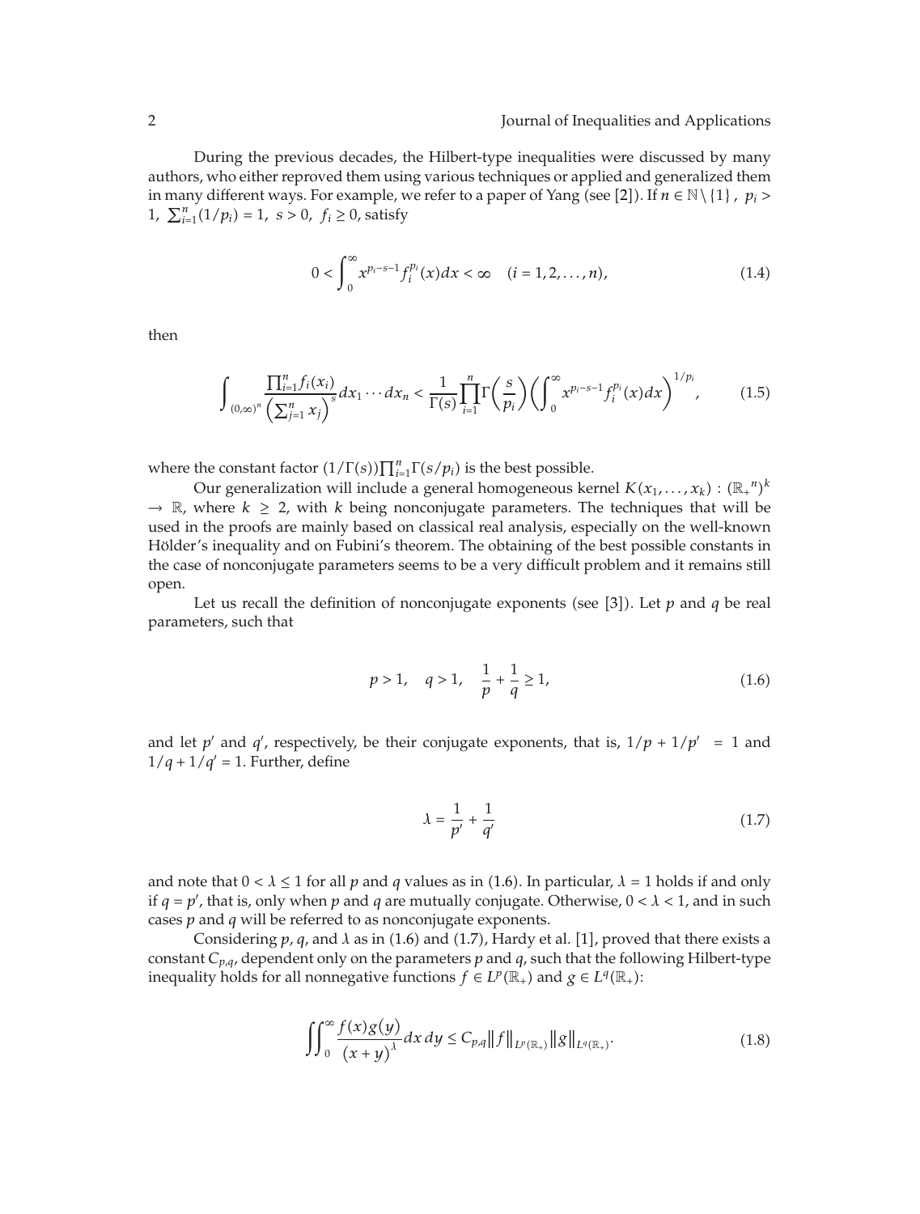During the previous decades, the Hilbert-type inequalities were discussed by many authors, who either reproved them using various techniques or applied and generalized them in many different ways. For example, we refer to a paper of Yang (see [2]). If $n \in \mathbb{N} \setminus \{1\}$ , $p_i > 1$, $\sum_{i=1}^{n}(1/p_i) = 1$, $s > 0$, $f_i \geq 0$, satisfy

$$0 < \int_0^\infty x^{p_i - s - 1} f_i^{p_i}(x)dx < \infty \quad (i = 1, 2, \ldots, n), \tag{1.4}$$

then

$$\int_{(0,\infty)^n} \frac{\prod_{i=1}^{n} f_i(x_i)}{\left(\sum_{j=1}^{n} x_j\right)^s} dx_1 \cdots dx_n < \frac{1}{\Gamma(s)} \prod_{i=1}^{n} \Gamma\left(\frac{s}{p_i}\right) \left(\int_0^\infty x^{p_i - s - 1} f_i^{p_i}(x)dx\right)^{1/p_i}, \tag{1.5}$$

where the constant factor $(1/\Gamma(s))\prod_{i=1}^{n}\Gamma(s/p_i)$ is the best possible.

Our generalization will include a general homogeneous kernel $K(x_1, \ldots, x_k) : (\mathbb{R}_+{}^n)^k \to \mathbb{R}$, where $k \geq 2$, with $k$ being nonconjugate parameters. The techniques that will be used in the proofs are mainly based on classical real analysis, especially on the well-known Hölder's inequality and on Fubini's theorem. The obtaining of the best possible constants in the case of nonconjugate parameters seems to be a very difficult problem and it remains still open.

Let us recall the definition of nonconjugate exponents (see [3]). Let $p$ and $q$ be real parameters, such that

$$p > 1, \quad q > 1, \quad \frac{1}{p} + \frac{1}{q} \geq 1, \tag{1.6}$$

and let $p'$ and $q'$, respectively, be their conjugate exponents, that is, $1/p + 1/p' = 1$ and $1/q + 1/q' = 1$. Further, define

$$\lambda = \frac{1}{p'} + \frac{1}{q'} \tag{1.7}$$

and note that $0 < \lambda \leq 1$ for all $p$ and $q$ values as in (1.6). In particular, $\lambda = 1$ holds if and only if $q = p'$, that is, only when $p$ and $q$ are mutually conjugate. Otherwise, $0 < \lambda < 1$, and in such cases $p$ and $q$ will be referred to as nonconjugate exponents.

Considering $p$, $q$, and $\lambda$ as in (1.6) and (1.7), Hardy et al. [1], proved that there exists a constant $C_{p,q}$, dependent only on the parameters $p$ and $q$, such that the following Hilbert-type inequality holds for all nonnegative functions $f \in L^p(\mathbb{R}_+)$ and $g \in L^q(\mathbb{R}_+)$:

$$\iint_0^\infty \frac{f(x)g(y)}{(x+y)^\lambda} dx\, dy \leq C_{p,q} \|f\|_{L^p(\mathbb{R}_+)} \|g\|_{L^q(\mathbb{R}_+)}. \tag{1.8}$$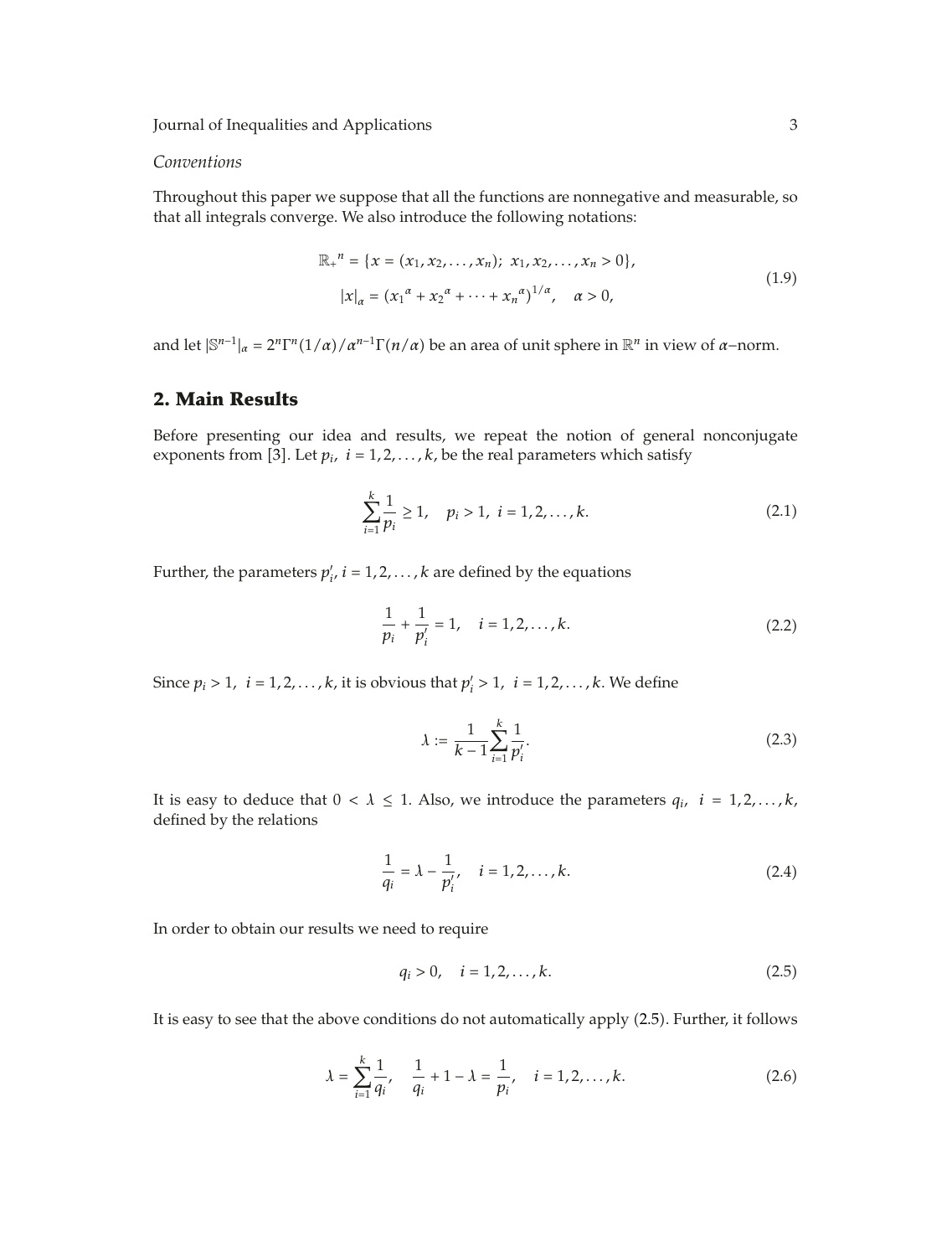*Conventions*

Throughout this paper we suppose that all the functions are nonnegative and measurable, so that all integrals converge. We also introduce the following notations:

$$\mathbb{R}_+^{\,n} = \{x = (x_1, x_2, \ldots, x_n);\ x_1, x_2, \ldots, x_n > 0\},$$
$$|x|_\alpha = \left(x_1^{\,\alpha} + x_2^{\,\alpha} + \cdots + x_n^{\,\alpha}\right)^{1/\alpha}, \quad \alpha > 0, \tag{1.9}$$

and let $|\mathbb{S}^{n-1}|_\alpha = 2^n\Gamma^n(1/\alpha)/\alpha^{n-1}\Gamma(n/\alpha)$ be an area of unit sphere in $\mathbb{R}^n$ in view of $\alpha$–norm.

## 2. Main Results

Before presenting our idea and results, we repeat the notion of general nonconjugate exponents from [3]. Let $p_i$, $i = 1, 2, \ldots, k$, be the real parameters which satisfy

$$\sum_{i=1}^{k} \frac{1}{p_i} \geq 1, \quad p_i > 1, \ i = 1, 2, \ldots, k. \tag{2.1}$$

Further, the parameters $p_i'$, $i = 1, 2, \ldots, k$ are defined by the equations

$$\frac{1}{p_i} + \frac{1}{p_i'} = 1, \quad i = 1, 2, \ldots, k. \tag{2.2}$$

Since $p_i > 1$, $i = 1, 2, \ldots, k$, it is obvious that $p_i' > 1$, $i = 1, 2, \ldots, k$. We define

$$\lambda := \frac{1}{k-1} \sum_{i=1}^{k} \frac{1}{p_i'}. \tag{2.3}$$

It is easy to deduce that $0 < \lambda \leq 1$. Also, we introduce the parameters $q_i$, $i = 1, 2, \ldots, k$, defined by the relations

$$\frac{1}{q_i} = \lambda - \frac{1}{p_i'}, \quad i = 1, 2, \ldots, k. \tag{2.4}$$

In order to obtain our results we need to require

$$q_i > 0, \quad i = 1, 2, \ldots, k. \tag{2.5}$$

It is easy to see that the above conditions do not automatically apply (2.5). Further, it follows

$$\lambda = \sum_{i=1}^{k} \frac{1}{q_i}, \quad \frac{1}{q_i} + 1 - \lambda = \frac{1}{p_i}, \quad i = 1, 2, \ldots, k. \tag{2.6}$$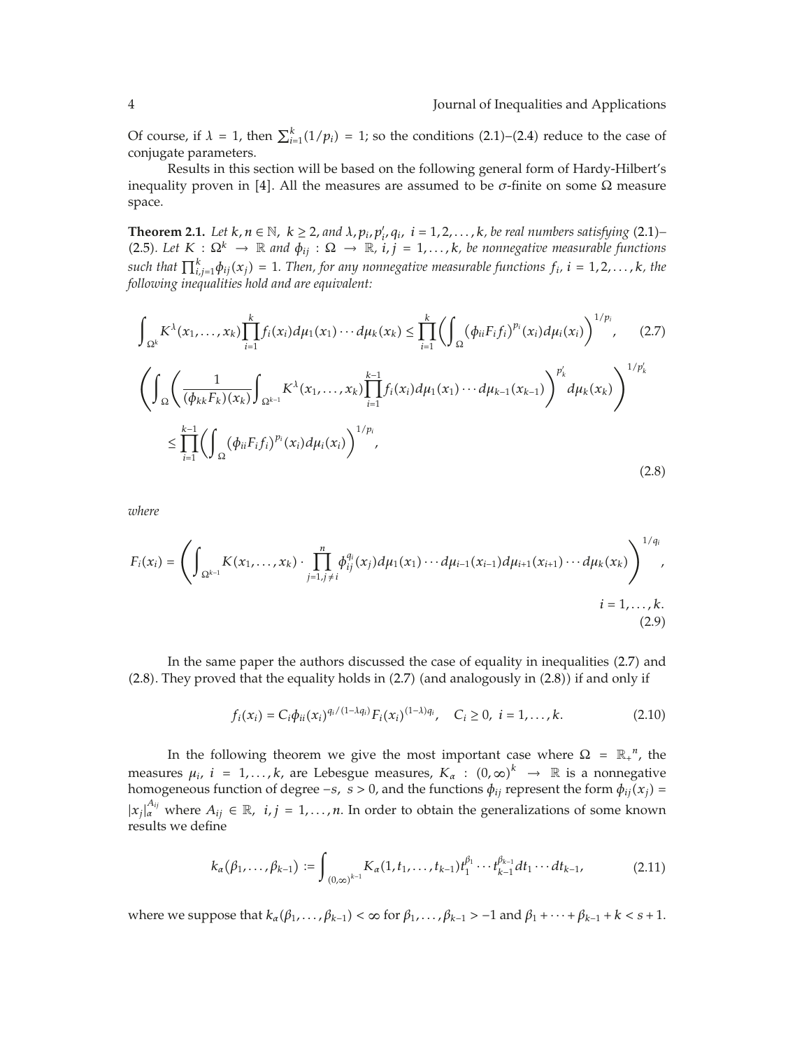Of course, if $\lambda = 1$, then $\sum_{i=1}^{k}(1/p_i) = 1$; so the conditions (2.1)–(2.4) reduce to the case of conjugate parameters.

Results in this section will be based on the following general form of Hardy-Hilbert's inequality proven in [4]. All the measures are assumed to be $\sigma$-finite on some $\Omega$ measure space.

**Theorem 2.1.** *Let $k, n \in \mathbb{N}$, $k \geq 2$, and $\lambda, p_i, p_i', q_i$, $i = 1, 2, \ldots, k$, be real numbers satisfying (2.1)–(2.5). Let $K : \Omega^k \to \mathbb{R}$ and $\phi_{ij} : \Omega \to \mathbb{R}$, $i, j = 1, \ldots, k$, be nonnegative measurable functions such that $\prod_{i,j=1}^{k} \phi_{ij}(x_j) = 1$. Then, for any nonnegative measurable functions $f_i$, $i = 1, 2, \ldots, k$, the following inequalities hold and are equivalent:*

$$\int_{\Omega^k} K^{\lambda}(x_1, \ldots, x_k) \prod_{i=1}^{k} f_i(x_i) d\mu_1(x_1) \cdots d\mu_k(x_k) \leq \prod_{i=1}^{k} \left( \int_{\Omega} (\phi_{ii} F_i f_i)^{p_i}(x_i) d\mu_i(x_i) \right)^{1/p_i}, \tag{2.7}$$

$$\begin{aligned} &\left( \int_{\Omega} \left( \frac{1}{(\phi_{kk} F_k)(x_k)} \int_{\Omega^{k-1}} K^{\lambda}(x_1, \ldots, x_k) \prod_{i=1}^{k-1} f_i(x_i) d\mu_1(x_1) \cdots d\mu_{k-1}(x_{k-1}) \right)^{p_k'} d\mu_k(x_k) \right)^{1/p_k'} \\ &\quad \leq \prod_{i=1}^{k-1} \left( \int_{\Omega} (\phi_{ii} F_i f_i)^{p_i}(x_i) d\mu_i(x_i) \right)^{1/p_i}, \end{aligned} \tag{2.8}$$

*where*

$$F_i(x_i) = \left( \int_{\Omega^{k-1}} K(x_1, \ldots, x_k) \cdot \prod_{j=1, j \neq i}^{n} \phi_{ij}^{q_i}(x_j) d\mu_1(x_1) \cdots d\mu_{i-1}(x_{i-1}) d\mu_{i+1}(x_{i+1}) \cdots d\mu_k(x_k) \right)^{1/q_i}, \quad i = 1, \ldots, k. \tag{2.9}$$

In the same paper the authors discussed the case of equality in inequalities (2.7) and (2.8). They proved that the equality holds in (2.7) (and analogously in (2.8)) if and only if

$$f_i(x_i) = C_i \phi_{ii}(x_i)^{q_i/(1-\lambda q_i)} F_i(x_i)^{(1-\lambda) q_i}, \quad C_i \geq 0, \ i = 1, \ldots, k. \tag{2.10}$$

In the following theorem we give the most important case where $\Omega = \mathbb{R}_+{}^n$, the measures $\mu_i$, $i = 1, \ldots, k$, are Lebesgue measures, $K_\alpha : (0, \infty)^k \to \mathbb{R}$ is a nonnegative homogeneous function of degree $-s$, $s > 0$, and the functions $\phi_{ij}$ represent the form $\phi_{ij}(x_j) = |x_j|_\alpha^{A_{ij}}$ where $A_{ij} \in \mathbb{R}$, $i, j = 1, \ldots, n$. In order to obtain the generalizations of some known results we define

$$k_\alpha(\beta_1, \ldots, \beta_{k-1}) := \int_{(0,\infty)^{k-1}} K_\alpha(1, t_1, \ldots, t_{k-1}) t_1^{\beta_1} \cdots t_{k-1}^{\beta_{k-1}} dt_1 \cdots dt_{k-1}, \tag{2.11}$$

where we suppose that $k_\alpha(\beta_1, \ldots, \beta_{k-1}) < \infty$ for $\beta_1, \ldots, \beta_{k-1} > -1$ and $\beta_1 + \cdots + \beta_{k-1} + k < s + 1$.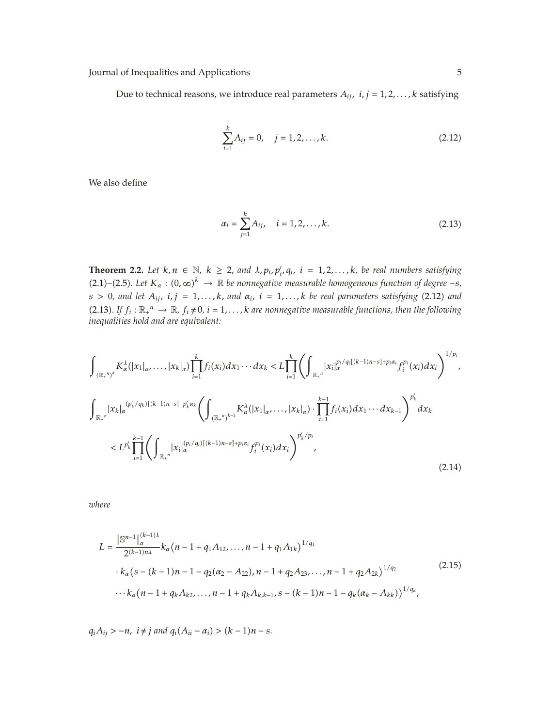Due to technical reasons, we introduce real parameters $A_{ij}$, $i, j = 1, 2, \ldots, k$ satisfying

$$\sum_{i=1}^{k} A_{ij} = 0, \quad j = 1, 2, \ldots, k. \tag{2.12}$$

We also define

$$\alpha_i = \sum_{j=1}^{k} A_{ij}, \quad i = 1, 2, \ldots, k. \tag{2.13}$$

**Theorem 2.2.** *Let $k, n \in \mathbb{N}$, $k \geq 2$, and $\lambda, p_i, p_i', q_i$, $i = 1, 2, \ldots, k$, be real numbers satisfying (2.1)–(2.5). Let $K_\alpha : (0, \infty)^k \to \mathbb{R}$ be nonnegative measurable homogeneous function of degree $-s$, $s > 0$, and let $A_{ij}$, $i, j = 1, \ldots, k$, and $\alpha_i$, $i = 1, \ldots, k$ be real parameters satisfying (2.12) and (2.13). If $f_i : {\mathbb{R}_+}^n \to \mathbb{R}$, $f_i \neq 0$, $i = 1, \ldots, k$ are nonnegative measurable functions, then the following inequalities hold and are equivalent:*

$$\int_{({\mathbb{R}_+}^n)^k} K_\alpha^\lambda(|x_1|_\alpha, \ldots, |x_k|_\alpha) \prod_{i=1}^{k} f_i(x_i) dx_1 \cdots dx_k < L \prod_{i=1}^{k} \left( \int_{{\mathbb{R}_+}^n} |x_i|_\alpha^{p_i/q_i[(k-1)n-s]+p_i\alpha_i} f_i^{p_i}(x_i) dx_i \right)^{1/p_i},$$

$$\begin{aligned}
&\int_{{\mathbb{R}_+}^n} |x_k|_\alpha^{-(p_k'/q_k)[(k-1)n-s]-p_k'\alpha_k} \left( \int_{({\mathbb{R}_+}^n)^{k-1}} K_\alpha^\lambda(|x_1|_\alpha, \ldots, |x_k|_\alpha) \cdot \prod_{i=1}^{k-1} f_i(x_i) dx_1 \cdots dx_{k-1} \right)^{p_k'} dx_k \\
&\quad < L^{p_k'} \prod_{i=1}^{k-1} \left( \int_{{\mathbb{R}_+}^n} |x_i|_\alpha^{(p_i/q_i)[(k-1)n-s]+p_i\alpha_i} f_i^{p_i}(x_i) dx_i \right)^{p_k'/p_i},
\end{aligned} \tag{2.14}$$

*where*

$$\begin{aligned}
L = &\frac{\left|\mathbb{S}^{n-1}\right|_\alpha^{(k-1)\lambda}}{2^{(k-1)n\lambda}} k_\alpha\left(n-1+q_1A_{12}, \ldots, n-1+q_1A_{1k}\right)^{1/q_1} \\
&\cdot k_\alpha\left(s-(k-1)n-1-q_2(\alpha_2-A_{22}), n-1+q_2A_{23}, \ldots, n-1+q_2A_{2k}\right)^{1/q_2} \\
&\cdots k_\alpha\left(n-1+q_kA_{k2}, \ldots, n-1+q_kA_{k,k-1}, s-(k-1)n-1-q_k(\alpha_k-A_{kk})\right)^{1/q_k},
\end{aligned} \tag{2.15}$$

*$q_iA_{ij} > -n$, $i \neq j$ and $q_i(A_{ii}-\alpha_i) > (k-1)n-s$.*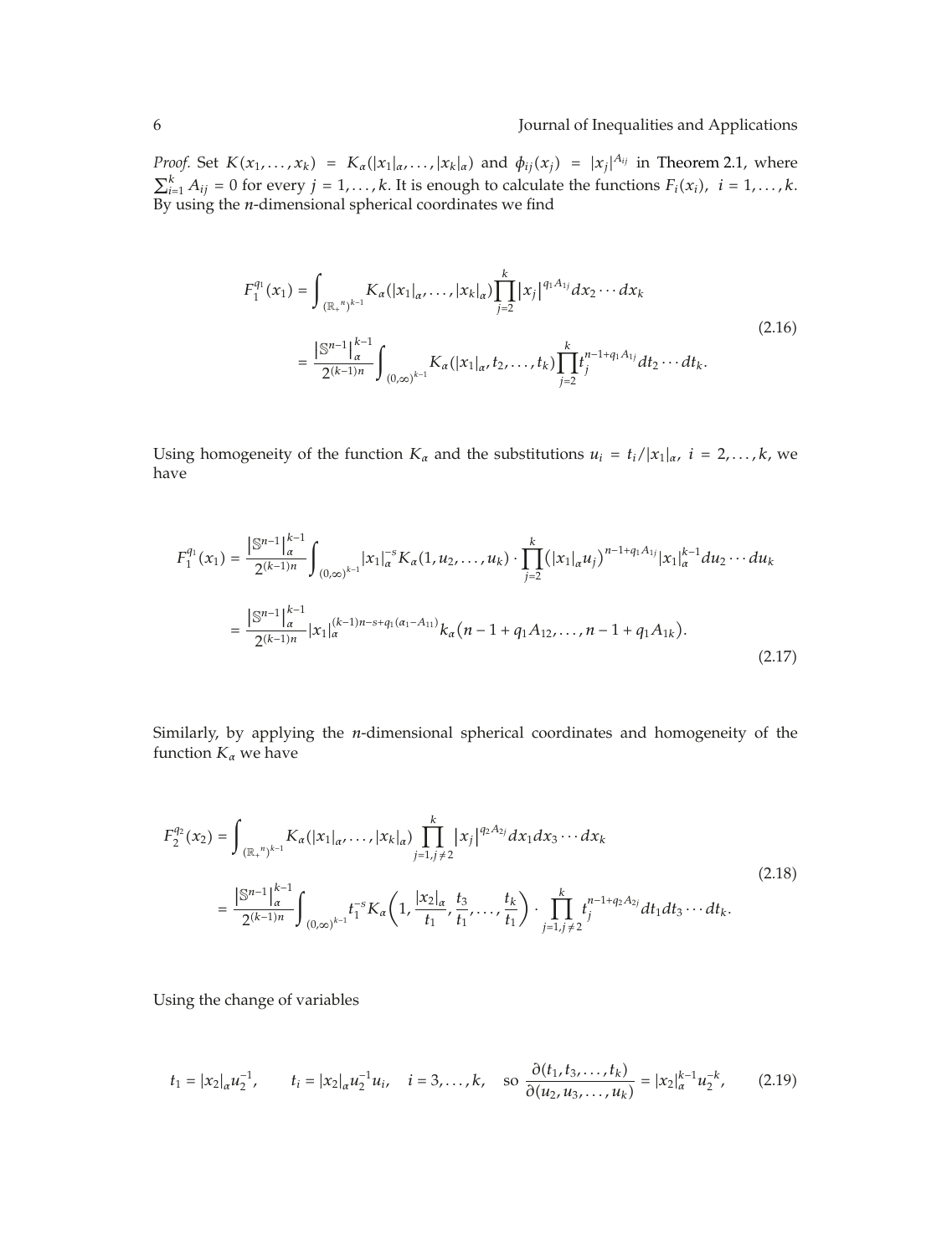*Proof.* Set $K(x_1,\ldots,x_k) = K_\alpha(|x_1|_\alpha,\ldots,|x_k|_\alpha)$ and $\phi_{ij}(x_j) = |x_j|^{A_{ij}}$ in Theorem 2.1, where $\sum_{i=1}^{k} A_{ij} = 0$ for every $j = 1,\ldots,k$. It is enough to calculate the functions $F_i(x_i)$, $i = 1,\ldots,k$. By using the $n$-dimensional spherical coordinates we find

$$
\begin{aligned}
F_1^{q_1}(x_1) &= \int_{(\mathbb{R}_+{}^n)^{k-1}} K_\alpha(|x_1|_\alpha,\ldots,|x_k|_\alpha)\prod_{j=2}^{k}|x_j|^{q_1A_{1j}}dx_2\cdots dx_k \\
&= \frac{|\mathbb{S}^{n-1}|_\alpha^{k-1}}{2^{(k-1)n}}\int_{(0,\infty)^{k-1}} K_\alpha(|x_1|_\alpha,t_2,\ldots,t_k)\prod_{j=2}^{k}t_j^{n-1+q_1A_{1j}}dt_2\cdots dt_k.
\end{aligned}
\tag{2.16}
$$

Using homogeneity of the function $K_\alpha$ and the substitutions $u_i = t_i/|x_1|_\alpha$, $i = 2,\ldots,k$, we have

$$
\begin{aligned}
F_1^{q_1}(x_1) &= \frac{|\mathbb{S}^{n-1}|_\alpha^{k-1}}{2^{(k-1)n}}\int_{(0,\infty)^{k-1}} |x_1|_\alpha^{-s}K_\alpha(1,u_2,\ldots,u_k)\cdot\prod_{j=2}^{k}\left(|x_1|_\alpha u_j\right)^{n-1+q_1A_{1j}}|x_1|_\alpha^{k-1}du_2\cdots du_k \\
&= \frac{|\mathbb{S}^{n-1}|_\alpha^{k-1}}{2^{(k-1)n}}|x_1|_\alpha^{(k-1)n-s+q_1(\alpha_1-A_{11})}k_\alpha\left(n-1+q_1A_{12},\ldots,n-1+q_1A_{1k}\right).
\end{aligned}
\tag{2.17}
$$

Similarly, by applying the $n$-dimensional spherical coordinates and homogeneity of the function $K_\alpha$ we have

$$
\begin{aligned}
F_2^{q_2}(x_2) &= \int_{(\mathbb{R}_+{}^n)^{k-1}} K_\alpha(|x_1|_\alpha,\ldots,|x_k|_\alpha)\prod_{j=1,j\neq 2}^{k}|x_j|^{q_2A_{2j}}dx_1dx_3\cdots dx_k \\
&= \frac{|\mathbb{S}^{n-1}|_\alpha^{k-1}}{2^{(k-1)n}}\int_{(0,\infty)^{k-1}} t_1^{-s}K_\alpha\left(1,\frac{|x_2|_\alpha}{t_1},\frac{t_3}{t_1},\ldots,\frac{t_k}{t_1}\right)\cdot\prod_{j=1,j\neq 2}^{k}t_j^{n-1+q_2A_{2j}}dt_1dt_3\cdots dt_k.
\end{aligned}
\tag{2.18}
$$

Using the change of variables

$$
t_1 = |x_2|_\alpha u_2^{-1},\qquad t_i = |x_2|_\alpha u_2^{-1}u_i,\quad i = 3,\ldots,k,\quad \text{so }\frac{\partial(t_1,t_3,\ldots,t_k)}{\partial(u_2,u_3,\ldots,u_k)} = |x_2|_\alpha^{k-1}u_2^{-k},
\tag{2.19}
$$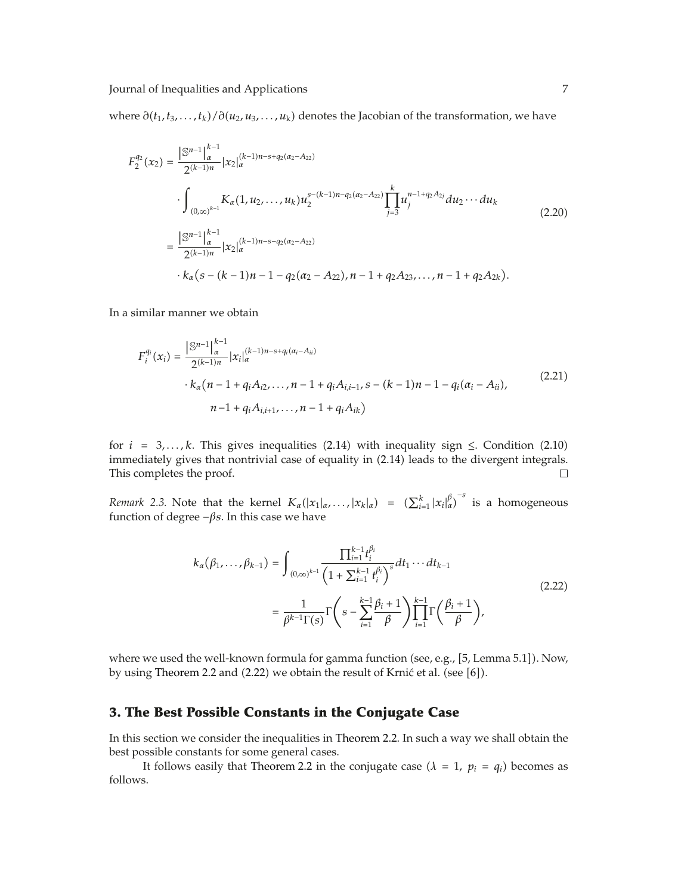where $\partial(t_1, t_3, \ldots, t_k)/\partial(u_2, u_3, \ldots, u_k)$ denotes the Jacobian of the transformation, we have

$$
\begin{aligned}
F_2^{q_2}(x_2) &= \frac{\left|\mathbb{S}^{n-1}\right|_\alpha^{k-1}}{2^{(k-1)n}} |x_2|_\alpha^{(k-1)n-s+q_2(\alpha_2-A_{22})} \\
&\quad \cdot \int_{(0,\infty)^{k-1}} K_\alpha(1, u_2, \ldots, u_k) u_2^{s-(k-1)n-q_2(\alpha_2-A_{22})} \prod_{j=3}^{k} u_j^{n-1+q_2A_{2j}} du_2 \cdots du_k \\
&= \frac{\left|\mathbb{S}^{n-1}\right|_\alpha^{k-1}}{2^{(k-1)n}} |x_2|_\alpha^{(k-1)n-s-q_2(\alpha_2-A_{22})} \\
&\quad \cdot k_\alpha\big(s-(k-1)n-1-q_2(\alpha_2-A_{22}), n-1+q_2A_{23}, \ldots, n-1+q_2A_{2k}\big).
\end{aligned}
\tag{2.20}
$$

In a similar manner we obtain

$$
\begin{aligned}
F_i^{q_i}(x_i) &= \frac{\left|\mathbb{S}^{n-1}\right|_\alpha^{k-1}}{2^{(k-1)n}} |x_i|_\alpha^{(k-1)n-s+q_i(\alpha_i-A_{ii})} \\
&\quad \cdot k_\alpha\big(n-1+q_iA_{i2}, \ldots, n-1+q_iA_{i,i-1}, s-(k-1)n-1-q_i(\alpha_i-A_{ii}), \\
&\qquad n-1+q_iA_{i,i+1}, \ldots, n-1+q_iA_{ik}\big)
\end{aligned}
\tag{2.21}
$$

for $i = 3, \ldots, k$. This gives inequalities (2.14) with inequality sign $\leq$. Condition (2.10) immediately gives that nontrivial case of equality in (2.14) leads to the divergent integrals. This completes the proof. □

*Remark 2.3.* Note that the kernel $K_\alpha(|x_1|_\alpha, \ldots, |x_k|_\alpha) = \left(\sum_{i=1}^{k} |x_i|_\alpha^\beta\right)^{-s}$ is a homogeneous function of degree $-\beta s$. In this case we have

$$
\begin{aligned}
k_\alpha(\beta_1, \ldots, \beta_{k-1}) &= \int_{(0,\infty)^{k-1}} \frac{\prod_{i=1}^{k-1} t_i^{\beta_i}}{\left(1+\sum_{i=1}^{k-1} t_i^{\beta}\right)^s} dt_1 \cdots dt_{k-1} \\
&= \frac{1}{\beta^{k-1}\Gamma(s)} \Gamma\left(s - \sum_{i=1}^{k-1} \frac{\beta_i+1}{\beta}\right) \prod_{i=1}^{k-1} \Gamma\left(\frac{\beta_i+1}{\beta}\right),
\end{aligned}
\tag{2.22}
$$

where we used the well-known formula for gamma function (see, e.g., [5, Lemma 5.1]). Now, by using Theorem 2.2 and (2.22) we obtain the result of Krnić et al. (see [6]).

## 3. The Best Possible Constants in the Conjugate Case

In this section we consider the inequalities in Theorem 2.2. In such a way we shall obtain the best possible constants for some general cases.

It follows easily that Theorem 2.2 in the conjugate case ($\lambda = 1$, $p_i = q_i$) becomes as follows.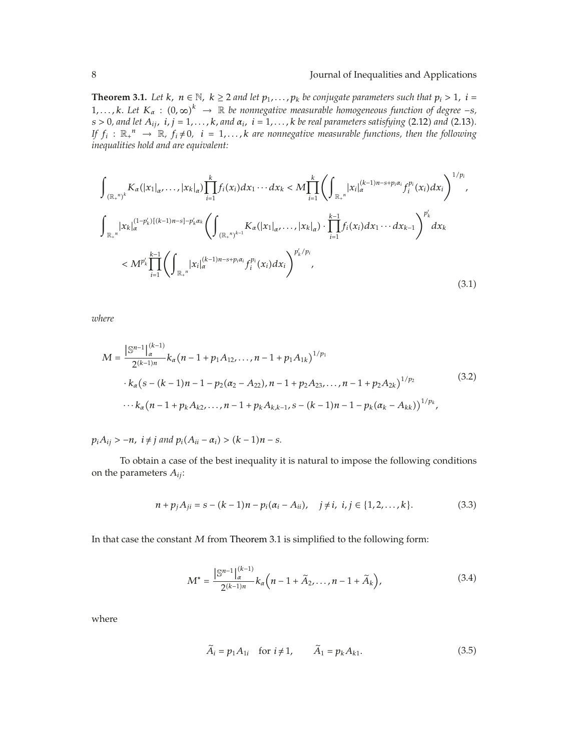**Theorem 3.1.** *Let $k,\ n \in \mathbb{N},\ k \geq 2$ and let $p_1, \ldots, p_k$ be conjugate parameters such that $p_i > 1,\ i = 1, \ldots, k$. Let $K_\alpha : (0,\infty)^k \to \mathbb{R}$ be nonnegative measurable homogeneous function of degree $-s$, $s > 0$, and let $A_{ij},\ i, j = 1, \ldots, k$, and $\alpha_i,\ i = 1, \ldots, k$ be real parameters satisfying* (2.12) *and* (2.13). *If $f_i : {\mathbb{R}_+}^n \to \mathbb{R},\ f_i \neq 0,\ i = 1, \ldots, k$ are nonnegative measurable functions, then the following inequalities hold and are equivalent:*

$$
\begin{gathered}
\int_{({\mathbb{R}_+}^n)^k} K_\alpha(|x_1|_\alpha, \ldots, |x_k|_\alpha) \prod_{i=1}^{k} f_i(x_i) dx_1 \cdots dx_k < M \prod_{i=1}^{k} \left( \int_{{\mathbb{R}_+}^n} |x_i|_\alpha^{(k-1)n - s + p_i\alpha_i} f_i^{p_i}(x_i) dx_i \right)^{1/p_i}, \\
\int_{{\mathbb{R}_+}^n} |x_k|_\alpha^{(1-p_k')[(k-1)n-s] - p_k'\alpha_k} \left( \int_{({\mathbb{R}_+}^n)^{k-1}} K_\alpha(|x_1|_\alpha, \ldots, |x_k|_\alpha) \cdot \prod_{i=1}^{k-1} f_i(x_i) dx_1 \cdots dx_{k-1} \right)^{p_k'} dx_k \\
< M^{p_k'} \prod_{i=1}^{k-1} \left( \int_{{\mathbb{R}_+}^n} |x_i|_\alpha^{(k-1)n - s + p_i\alpha_i} f_i^{p_i}(x_i) dx_i \right)^{p_k'/p_i},
\end{gathered}
\tag{3.1}
$$

*where*

$$
\begin{aligned}
M = {} & \frac{\left|\mathbb{S}^{n-1}\right|_\alpha^{(k-1)}}{2^{(k-1)n}} k_\alpha\left(n - 1 + p_1 A_{12}, \ldots, n - 1 + p_1 A_{1k}\right)^{1/p_1} \\
& \cdot k_\alpha\left(s - (k-1)n - 1 - p_2(\alpha_2 - A_{22}), n - 1 + p_2 A_{23}, \ldots, n - 1 + p_2 A_{2k}\right)^{1/p_2} \\
& \cdots k_\alpha\left(n - 1 + p_k A_{k2}, \ldots, n - 1 + p_k A_{k,k-1}, s - (k-1)n - 1 - p_k(\alpha_k - A_{kk})\right)^{1/p_k},
\end{aligned}
\tag{3.2}
$$

*$p_i A_{ij} > -n,\ i \neq j$ and $p_i(A_{ii} - \alpha_i) > (k-1)n - s$.*

To obtain a case of the best inequality it is natural to impose the following conditions on the parameters $A_{ij}$:

$$
n + p_j A_{ji} = s - (k-1)n - p_i(\alpha_i - A_{ii}), \quad j \neq i,\ i, j \in \{1, 2, \ldots, k\}.
\tag{3.3}
$$

In that case the constant $M$ from Theorem 3.1 is simplified to the following form:

$$
M^* = \frac{\left|\mathbb{S}^{n-1}\right|_\alpha^{(k-1)}}{2^{(k-1)n}} k_\alpha\left(n - 1 + \widetilde{A}_2, \ldots, n - 1 + \widetilde{A}_k\right),
\tag{3.4}
$$

where

$$
\widetilde{A}_i = p_1 A_{1i} \quad \text{for } i \neq 1, \qquad \widetilde{A}_1 = p_k A_{k1}.
\tag{3.5}
$$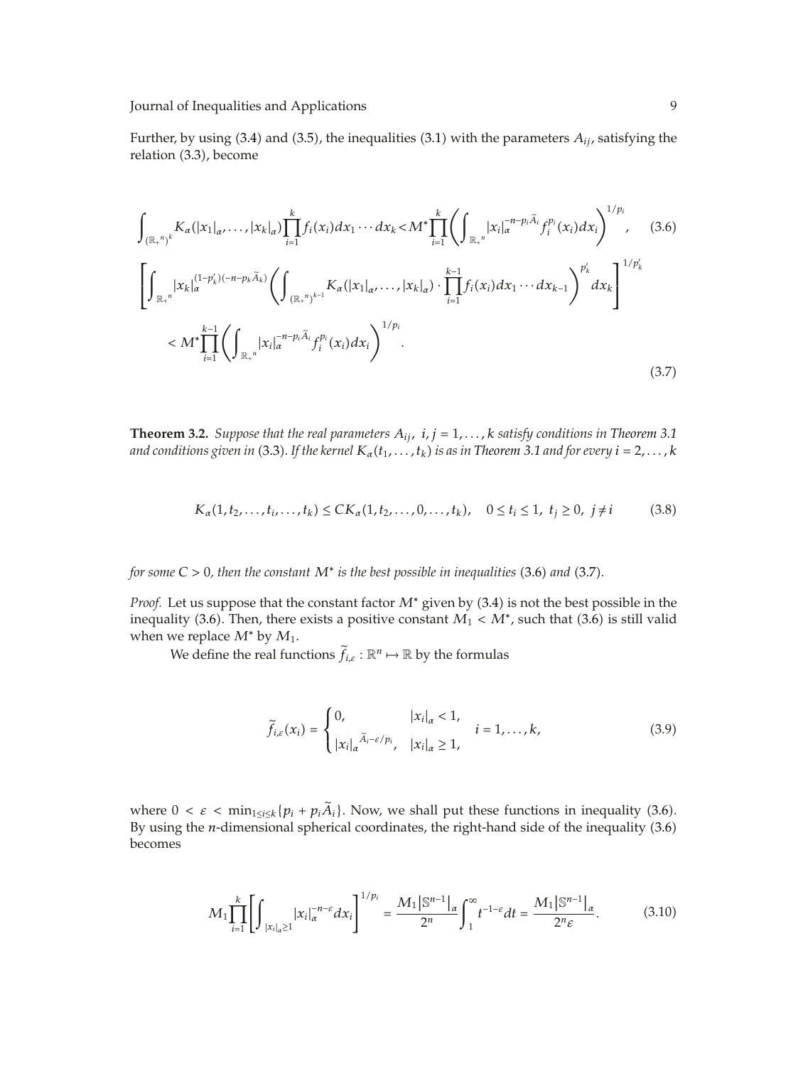Further, by using (3.4) and (3.5), the inequalities (3.1) with the parameters $A_{ij}$, satisfying the relation (3.3), become

$$\int_{(\mathbb{R}_+{}^n)^k} K_\alpha(|x_1|_\alpha, \dots, |x_k|_\alpha) \prod_{i=1}^k f_i(x_i) dx_1 \cdots dx_k < M^* \prod_{i=1}^k \left( \int_{\mathbb{R}_+{}^n} |x_i|_\alpha^{-n-p_i \widetilde{A}_i} f_i^{p_i}(x_i) dx_i \right)^{1/p_i}, \tag{3.6}$$

$$\begin{aligned}
&\left[ \int_{\mathbb{R}_+{}^n} |x_k|_\alpha^{(1-p_k')(-n-p_k \widetilde{A}_k)} \left( \int_{(\mathbb{R}_+{}^n)^{k-1}} K_\alpha(|x_1|_\alpha, \dots, |x_k|_\alpha) \cdot \prod_{i=1}^{k-1} f_i(x_i) dx_1 \cdots dx_{k-1} \right)^{p_k'} dx_k \right]^{1/p_k'} \\
&\quad < M^* \prod_{i=1}^{k-1} \left( \int_{\mathbb{R}_+{}^n} |x_i|_\alpha^{-n-p_i \widetilde{A}_i} f_i^{p_i}(x_i) dx_i \right)^{1/p_i}.
\end{aligned} \tag{3.7}$$

**Theorem 3.2.** *Suppose that the real parameters $A_{ij}$, $i, j = 1, \dots, k$ satisfy conditions in Theorem 3.1 and conditions given in* (3.3)*. If the kernel $K_\alpha(t_1, \dots, t_k)$ is as in Theorem 3.1 and for every $i = 2, \dots, k$*

$$K_\alpha(1, t_2, \dots, t_i, \dots, t_k) \le C K_\alpha(1, t_2, \dots, 0, \dots, t_k), \quad 0 \le t_i \le 1, \ t_j \ge 0, \ j \ne i \tag{3.8}$$

*for some $C > 0$, then the constant $M^*$ is the best possible in inequalities* (3.6) *and* (3.7)*.*

*Proof.* Let us suppose that the constant factor $M^*$ given by (3.4) is not the best possible in the inequality (3.6). Then, there exists a positive constant $M_1 < M^*$, such that (3.6) is still valid when we replace $M^*$ by $M_1$.

We define the real functions $\widetilde{f}_{i,\varepsilon} : \mathbb{R}^n \mapsto \mathbb{R}$ by the formulas

$$\widetilde{f}_{i,\varepsilon}(x_i) = \begin{cases} 0, & |x_i|_\alpha < 1, \\ |x_i|_\alpha^{\widetilde{A}_i - \varepsilon/p_i}, & |x_i|_\alpha \ge 1, \end{cases} \quad i = 1, \dots, k, \tag{3.9}$$

where $0 < \varepsilon < \min_{1 \le i \le k} \{p_i + p_i \widetilde{A}_i\}$. Now, we shall put these functions in inequality (3.6). By using the $n$-dimensional spherical coordinates, the right-hand side of the inequality (3.6) becomes

$$M_1 \prod_{i=1}^k \left[ \int_{|x_i|_\alpha \ge 1} |x_i|_\alpha^{-n-\varepsilon} dx_i \right]^{1/p_i} = \frac{M_1 |\mathbb{S}^{n-1}|_\alpha}{2^n} \int_1^\infty t^{-1-\varepsilon} dt = \frac{M_1 |\mathbb{S}^{n-1}|_\alpha}{2^n \varepsilon}. \tag{3.10}$$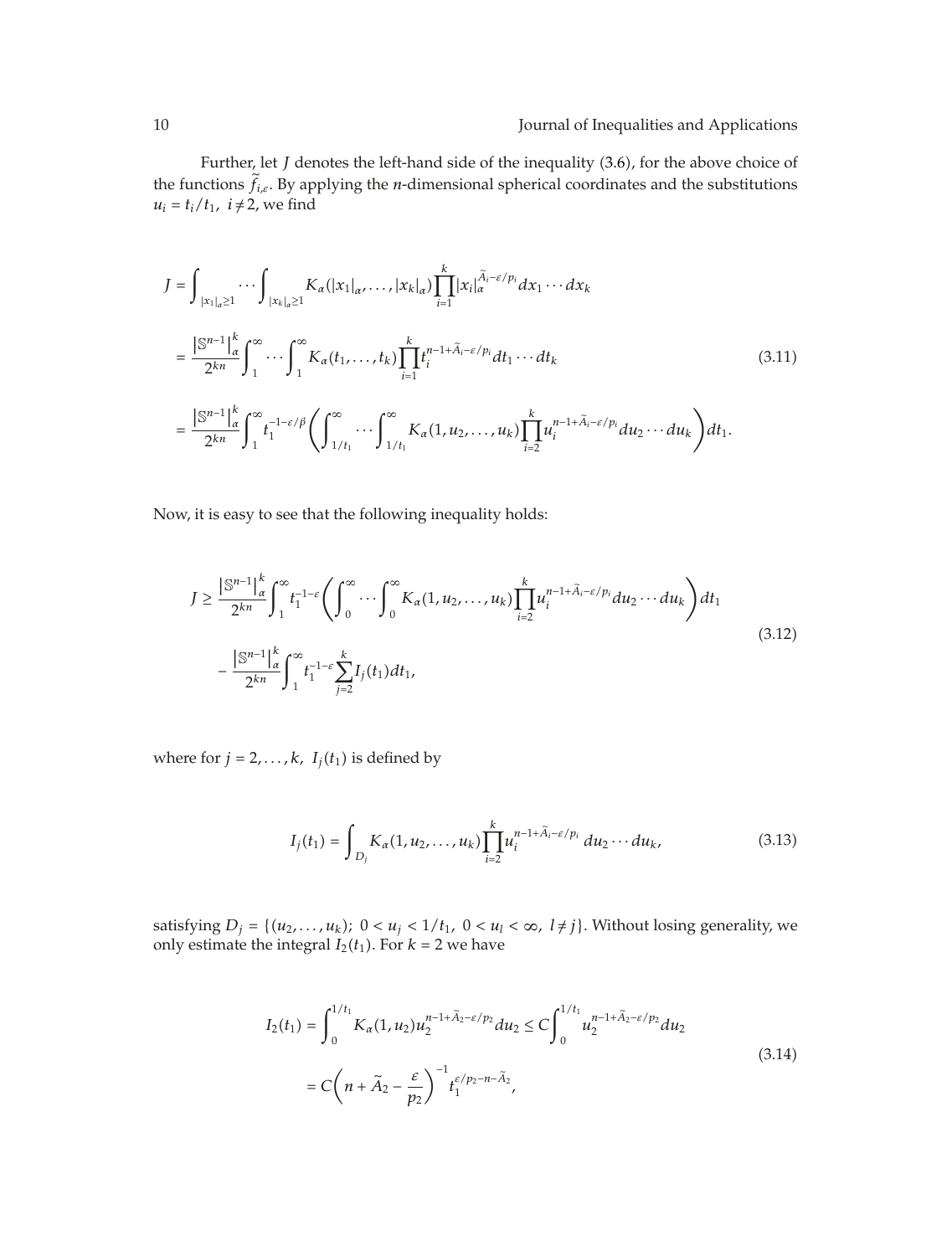Further, let $J$ denotes the left-hand side of the inequality (3.6), for the above choice of the functions $\widetilde{f}_{i,\varepsilon}$. By applying the $n$-dimensional spherical coordinates and the substitutions $u_i = t_i/t_1,\ i \neq 2$, we find

$$
\begin{aligned}
J &= \int_{|x_1|_\alpha \geq 1} \cdots \int_{|x_k|_\alpha \geq 1} K_\alpha(|x_1|_\alpha, \dots, |x_k|_\alpha) \prod_{i=1}^{k} |x_i|_\alpha^{\widetilde{A}_i - \varepsilon/p_i} dx_1 \cdots dx_k \\
&= \frac{\left|\mathbb{S}^{n-1}\right|_\alpha^k}{2^{kn}} \int_1^\infty \cdots \int_1^\infty K_\alpha(t_1, \dots, t_k) \prod_{i=1}^{k} t_i^{n-1+\widetilde{A}_i - \varepsilon/p_i} dt_1 \cdots dt_k \\
&= \frac{\left|\mathbb{S}^{n-1}\right|_\alpha^k}{2^{kn}} \int_1^\infty t_1^{-1-\varepsilon/\beta} \left( \int_{1/t_1}^\infty \cdots \int_{1/t_1}^\infty K_\alpha(1, u_2, \dots, u_k) \prod_{i=2}^{k} u_i^{n-1+\widetilde{A}_i - \varepsilon/p_i} du_2 \cdots du_k \right) dt_1.
\end{aligned}
\tag{3.11}
$$

Now, it is easy to see that the following inequality holds:

$$
\begin{aligned}
J \geq{} & \frac{\left|\mathbb{S}^{n-1}\right|_\alpha^k}{2^{kn}} \int_1^\infty t_1^{-1-\varepsilon} \left( \int_0^\infty \cdots \int_0^\infty K_\alpha(1, u_2, \dots, u_k) \prod_{i=2}^{k} u_i^{n-1+\widetilde{A}_i - \varepsilon/p_i} du_2 \cdots du_k \right) dt_1 \\
& - \frac{\left|\mathbb{S}^{n-1}\right|_\alpha^k}{2^{kn}} \int_1^\infty t_1^{-1-\varepsilon} \sum_{j=2}^{k} I_j(t_1) dt_1,
\end{aligned}
\tag{3.12}
$$

where for $j = 2, \dots, k,\ I_j(t_1)$ is defined by

$$
I_j(t_1) = \int_{D_j} K_\alpha(1, u_2, \dots, u_k) \prod_{i=2}^{k} u_i^{n-1+\widetilde{A}_i - \varepsilon/p_i}\, du_2 \cdots du_k,
\tag{3.13}
$$

satisfying $D_j = \{(u_2, \dots, u_k);\ 0 < u_j < 1/t_1,\ 0 < u_l < \infty,\ l \neq j\}$. Without losing generality, we only estimate the integral $I_2(t_1)$. For $k = 2$ we have

$$
\begin{aligned}
I_2(t_1) &= \int_0^{1/t_1} K_\alpha(1, u_2) u_2^{n-1+\widetilde{A}_2 - \varepsilon/p_2} du_2 \leq C \int_0^{1/t_1} u_2^{n-1+\widetilde{A}_2 - \varepsilon/p_2} du_2 \\
&= C \left( n + \widetilde{A}_2 - \frac{\varepsilon}{p_2} \right)^{-1} t_1^{\varepsilon/p_2 - n - \widetilde{A}_2},
\end{aligned}
\tag{3.14}
$$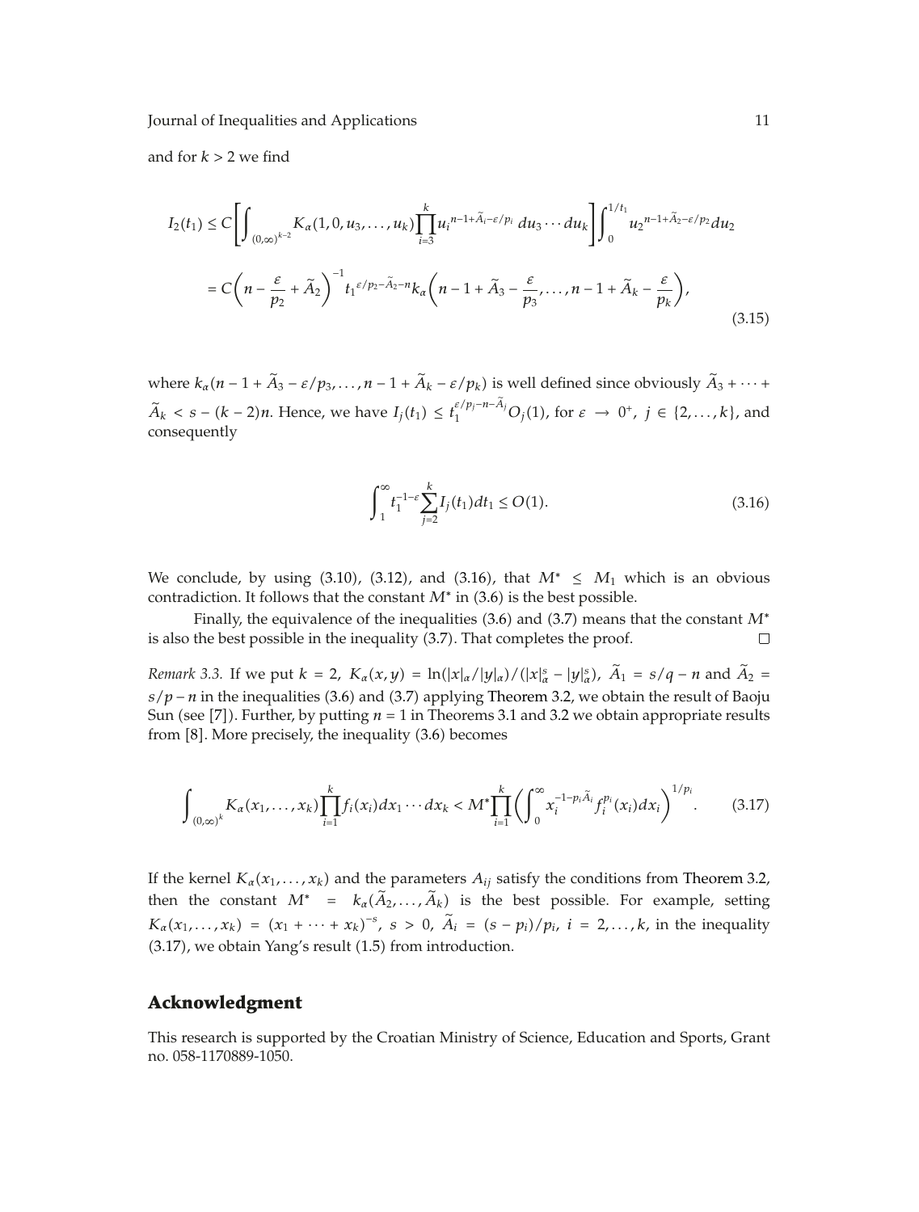and for $k > 2$ we find

$$
\begin{aligned}
I_2(t_1) &\le C\left[\int_{(0,\infty)^{k-2}} K_\alpha(1,0,u_3,\ldots,u_k)\prod_{i=3}^{k} u_i^{n-1+\widetilde{A}_i-\varepsilon/p_i}\,du_3\cdots du_k\right]\int_0^{1/t_1} u_2^{n-1+\widetilde{A}_2-\varepsilon/p_2}du_2 \\
&= C\left(n-\frac{\varepsilon}{p_2}+\widetilde{A}_2\right)^{-1} t_1^{\varepsilon/p_2-\widetilde{A}_2-n} k_\alpha\left(n-1+\widetilde{A}_3-\frac{\varepsilon}{p_3},\ldots,n-1+\widetilde{A}_k-\frac{\varepsilon}{p_k}\right),
\end{aligned}
\tag{3.15}
$$

where $k_\alpha(n-1+\widetilde{A}_3-\varepsilon/p_3,\ldots,n-1+\widetilde{A}_k-\varepsilon/p_k)$ is well defined since obviously $\widetilde{A}_3+\cdots+\widetilde{A}_k < s-(k-2)n$. Hence, we have $I_j(t_1) \le t_1^{\varepsilon/p_j-n-\widetilde{A}_j}O_j(1)$, for $\varepsilon \to 0^+$, $j \in \{2,\ldots,k\}$, and consequently

$$
\int_1^\infty t_1^{-1-\varepsilon}\sum_{j=2}^{k} I_j(t_1)dt_1 \le O(1). \tag{3.16}
$$

We conclude, by using (3.10), (3.12), and (3.16), that $M^* \le M_1$ which is an obvious contradiction. It follows that the constant $M^*$ in (3.6) is the best possible.

Finally, the equivalence of the inequalities (3.6) and (3.7) means that the constant $M^*$ is also the best possible in the inequality (3.7). That completes the proof. □

*Remark 3.3.* If we put $k = 2$, $K_\alpha(x,y) = \ln(|x|_\alpha/|y|_\alpha)/(|x|_\alpha^s - |y|_\alpha^s)$, $\widetilde{A}_1 = s/q - n$ and $\widetilde{A}_2 = s/p - n$ in the inequalities (3.6) and (3.7) applying Theorem 3.2, we obtain the result of Baoju Sun (see [7]). Further, by putting $n = 1$ in Theorems 3.1 and 3.2 we obtain appropriate results from [8]. More precisely, the inequality (3.6) becomes

$$
\int_{(0,\infty)^k} K_\alpha(x_1,\ldots,x_k)\prod_{i=1}^{k} f_i(x_i)dx_1\cdots dx_k < M^*\prod_{i=1}^{k}\left(\int_0^\infty x_i^{-1-p_i\widetilde{A}_i} f_i^{p_i}(x_i)dx_i\right)^{1/p_i}. \tag{3.17}
$$

If the kernel $K_\alpha(x_1,\ldots,x_k)$ and the parameters $A_{ij}$ satisfy the conditions from Theorem 3.2, then the constant $M^* = k_\alpha(\widetilde{A}_2,\ldots,\widetilde{A}_k)$ is the best possible. For example, setting $K_\alpha(x_1,\ldots,x_k) = (x_1+\cdots+x_k)^{-s}$, $s > 0$, $\widetilde{A}_i = (s-p_i)/p_i$, $i = 2,\ldots,k$, in the inequality (3.17), we obtain Yang's result (1.5) from introduction.

## Acknowledgment

This research is supported by the Croatian Ministry of Science, Education and Sports, Grant no. 058-1170889-1050.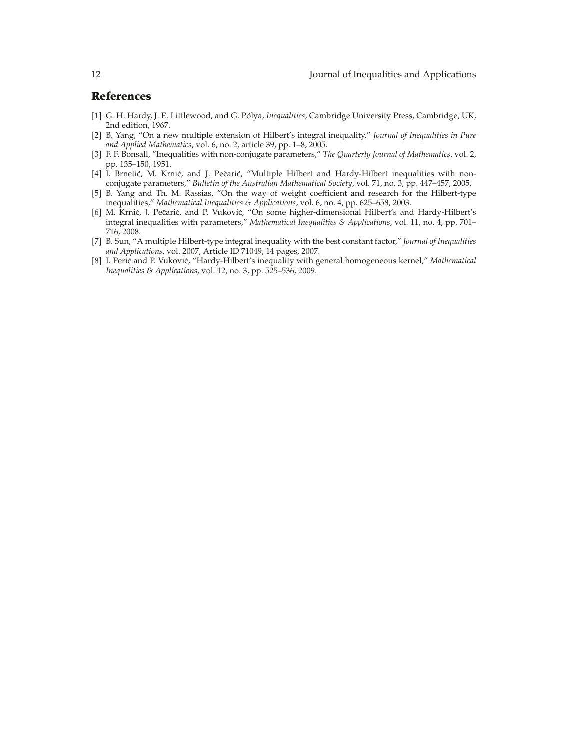## References

[1] G. H. Hardy, J. E. Littlewood, and G. Pólya, *Inequalities*, Cambridge University Press, Cambridge, UK, 2nd edition, 1967.

[2] B. Yang, "On a new multiple extension of Hilbert's integral inequality," *Journal of Inequalities in Pure and Applied Mathematics*, vol. 6, no. 2, article 39, pp. 1–8, 2005.

[3] F. F. Bonsall, "Inequalities with non-conjugate parameters," *The Quarterly Journal of Mathematics*, vol. 2, pp. 135–150, 1951.

[4] I. Brnetić, M. Krnić, and J. Pečarić, "Multiple Hilbert and Hardy-Hilbert inequalities with non-conjugate parameters," *Bulletin of the Australian Mathematical Society*, vol. 71, no. 3, pp. 447–457, 2005.

[5] B. Yang and Th. M. Rassias, "On the way of weight coefficient and research for the Hilbert-type inequalities," *Mathematical Inequalities & Applications*, vol. 6, no. 4, pp. 625–658, 2003.

[6] M. Krnić, J. Pečarić, and P. Vuković, "On some higher-dimensional Hilbert's and Hardy-Hilbert's integral inequalities with parameters," *Mathematical Inequalities & Applications*, vol. 11, no. 4, pp. 701–716, 2008.

[7] B. Sun, "A multiple Hilbert-type integral inequality with the best constant factor," *Journal of Inequalities and Applications*, vol. 2007, Article ID 71049, 14 pages, 2007.

[8] I. Perić and P. Vuković, "Hardy-Hilbert's inequality with general homogeneous kernel," *Mathematical Inequalities & Applications*, vol. 12, no. 3, pp. 525–536, 2009.